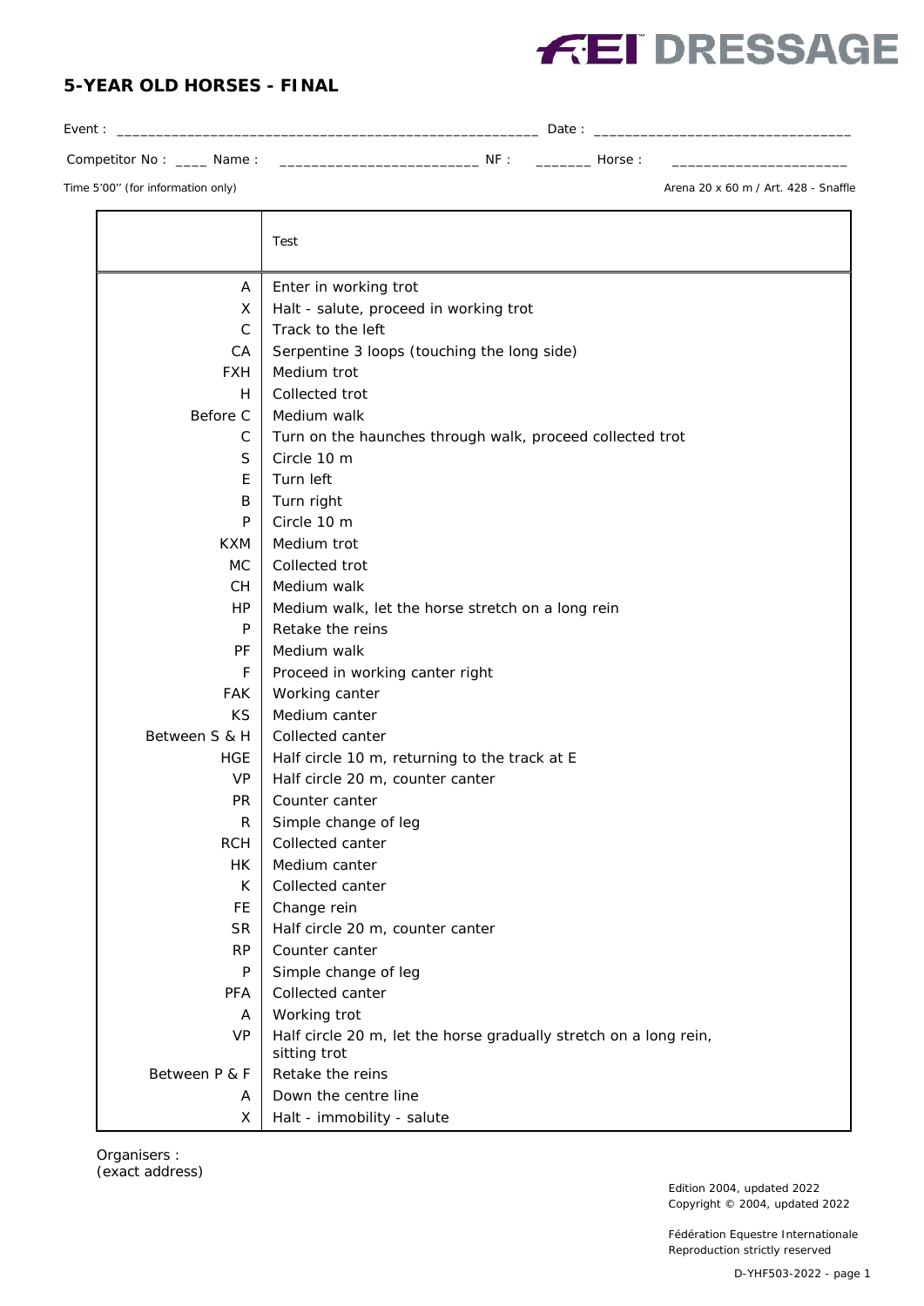**FEI DRESSAGE**

## 5-YEAR OLD HORSES - FINAL

Event : ______________________________________________________ Date : ________________________________

Competitor No : ____ Name : ________________________ NF : _______ Horse : ______________________

Time 5'00'' (for information only)

Arena 20 x 60 m / Art. 428 - Snaffle

| | Test |
|---|---|
| A | Enter in working trot |
| X | Halt - salute, proceed in working trot |
| C | Track to the left |
| CA | Serpentine 3 loops (touching the long side) |
| FXH | Medium trot |
| H | Collected trot |
| Before C | Medium walk |
| C | Turn on the haunches through walk, proceed collected trot |
| S | Circle 10 m |
| E | Turn left |
| B | Turn right |
| P | Circle 10 m |
| KXM | Medium trot |
| MC | Collected trot |
| CH | Medium walk |
| HP | Medium walk, let the horse stretch on a long rein |
| P | Retake the reins |
| PF | Medium walk |
| F | Proceed in working canter right |
| FAK | Working canter |
| KS | Medium canter |
| Between S & H | Collected canter |
| HGE | Half circle 10 m, returning to the track at E |
| VP | Half circle 20 m, counter canter |
| PR | Counter canter |
| R | Simple change of leg |
| RCH | Collected canter |
| HK | Medium canter |
| K | Collected canter |
| FE | Change rein |
| SR | Half circle 20 m, counter canter |
| RP | Counter canter |
| P | Simple change of leg |
| PFA | Collected canter |
| A | Working trot |
| VP | Half circle 20 m, let the horse gradually stretch on a long rein, sitting trot |
| Between P & F | Retake the reins |
| A | Down the centre line |
| X | Halt - immobility - salute |

Organisers :
(exact address)

Edition 2004, updated 2022
Copyright © 2004, updated 2022

Fédération Equestre Internationale
Reproduction strictly reserved

D-YHF503-2022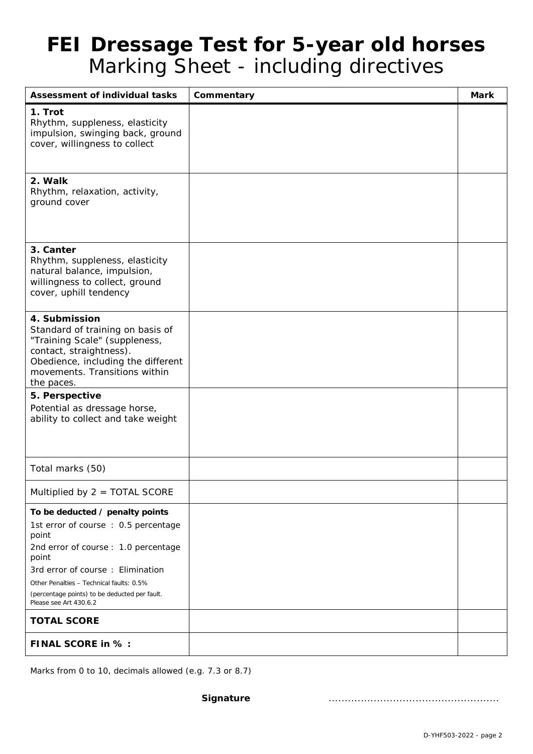# FEI Dressage Test for 5-year old horses
## Marking Sheet - including directives

| Assessment of individual tasks | Commentary | Mark |
|---|---|---|
| **1. Trot**<br>Rhythm, suppleness, elasticity impulsion, swinging back, ground cover, willingness to collect | | |
| **2. Walk**<br>Rhythm, relaxation, activity, ground cover | | |
| **3. Canter**<br>Rhythm, suppleness, elasticity natural balance, impulsion, willingness to collect, ground cover, uphill tendency | | |
| **4. Submission**<br>Standard of training on basis of "Training Scale" (suppleness, contact, straightness). Obedience, including the different movements. Transitions within the paces. | | |
| **5. Perspective**<br>Potential as dressage horse, ability to collect and take weight | | |
| Total marks (50) | | |
| Multiplied by 2 = TOTAL SCORE | | |
| **To be deducted / penalty points**<br>1st error of course : 0.5 percentage point<br>2nd error of course : 1.0 percentage point<br>3rd error of course : Elimination<br>Other Penalties – Technical faults: 0.5% (percentage points) to be deducted per fault. Please see Art 430.6.2 | | |
| **TOTAL SCORE** | | |
| **FINAL SCORE in % :** | | |

Marks from 0 to 10, decimals allowed (e.g. 7.3 or 8.7)

**Signature** ....................................................

D-YHF503-2022